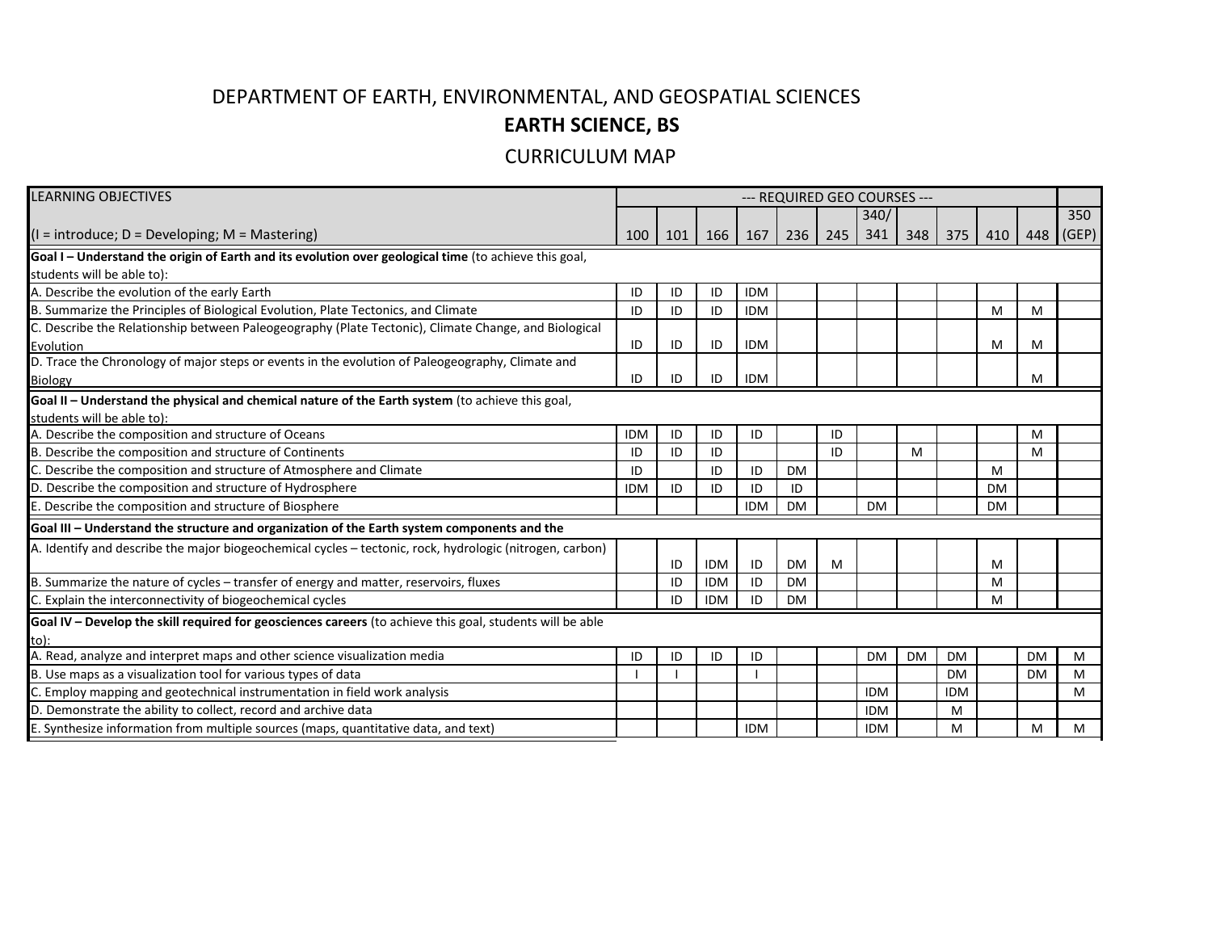# DEPARTMENT OF EARTH, ENVIRONMENTAL, AND GEOSPATIAL SCIENCES

## EARTH SCIENCE, BS

### CURRICULUM MAP

| LEARNING OBJECTIVES<br><br>(I = introduce; D = Developing; M = Mastering) | --- REQUIRED GEO COURSES --- | | | | | | | | | | | |
|---|---|---|---|---|---|---|---|---|---|---|---|---|
| | 100 | 101 | 166 | 167 | 236 | 245 | 340/ 341 | 348 | 375 | 410 | 448 | 350 (GEP) |
| **Goal I – Understand the origin of Earth and its evolution over geological time** (to achieve this goal, students will be able to): | | | | | | | | | | | | |
| A. Describe the evolution of the early Earth | ID | ID | ID | IDM | | | | | | | | |
| B. Summarize the Principles of Biological Evolution, Plate Tectonics, and Climate | ID | ID | ID | IDM | | | | | | M | M | |
| C. Describe the Relationship between Paleogeography (Plate Tectonic), Climate Change, and Biological Evolution | ID | ID | ID | IDM | | | | | | M | M | |
| D. Trace the Chronology of major steps or events in the evolution of Paleogeography, Climate and Biology | ID | ID | ID | IDM | | | | | | | M | |
| **Goal II – Understand the physical and chemical nature of the Earth system** (to achieve this goal, students will be able to): | | | | | | | | | | | | |
| A. Describe the composition and structure of Oceans | IDM | ID | ID | ID | | ID | | | | | M | |
| B. Describe the composition and structure of Continents | ID | ID | ID | | | ID | | M | | | M | |
| C. Describe the composition and structure of Atmosphere and Climate | ID | | ID | ID | DM | | | | | M | | |
| D. Describe the composition and structure of Hydrosphere | IDM | ID | ID | ID | ID | | | | | DM | | |
| E. Describe the composition and structure of Biosphere | | | | IDM | DM | | DM | | | DM | | |
| **Goal III – Understand the structure and organization of the Earth system components and the** | | | | | | | | | | | | |
| A. Identify and describe the major biogeochemical cycles – tectonic, rock, hydrologic (nitrogen, carbon) | | ID | IDM | ID | DM | M | | | | M | | |
| B. Summarize the nature of cycles – transfer of energy and matter, reservoirs, fluxes | | ID | IDM | ID | DM | | | | | M | | |
| C. Explain the interconnectivity of biogeochemical cycles | | ID | IDM | ID | DM | | | | | M | | |
| **Goal IV – Develop the skill required for geosciences careers** (to achieve this goal, students will be able to): | | | | | | | | | | | | |
| A. Read, analyze and interpret maps and other science visualization media | ID | ID | ID | ID | | | DM | DM | DM | | DM | M |
| B. Use maps as a visualization tool for various types of data | I | I | | I | | | | | DM | | DM | M |
| C. Employ mapping and geotechnical instrumentation in field work analysis | | | | | | | IDM | | IDM | | | M |
| D. Demonstrate the ability to collect, record and archive data | | | | | | | IDM | | M | | | |
| E. Synthesize information from multiple sources (maps, quantitative data, and text) | | | | IDM | | | IDM | | M | | M | M |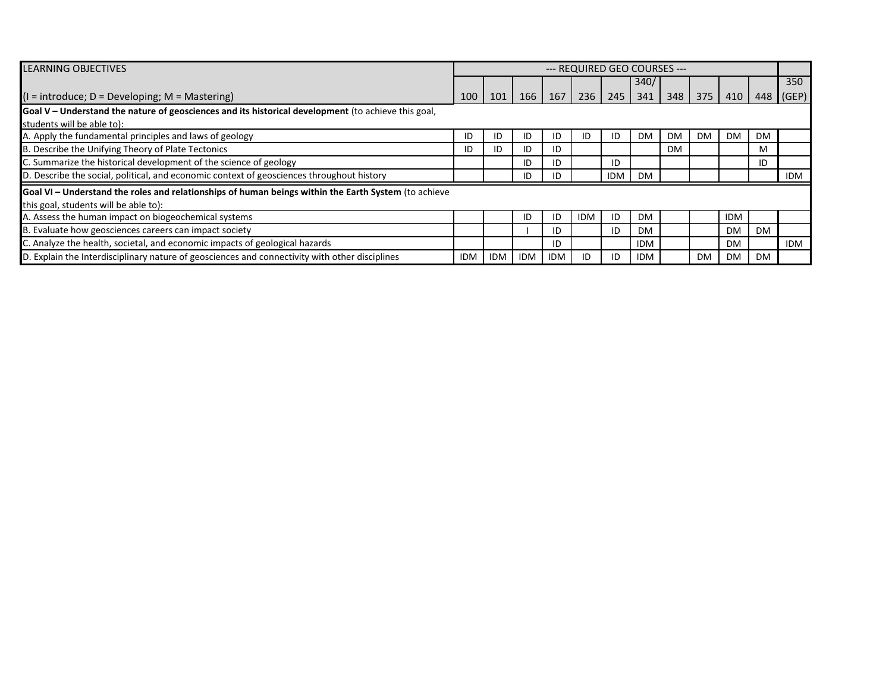| LEARNING OBJECTIVES (I = introduce; D = Developing; M = Mastering) | --- REQUIRED GEO COURSES --- | | | | | | | | | | | |
|---|---|---|---|---|---|---|---|---|---|---|---|---|
| | 100 | 101 | 166 | 167 | 236 | 245 | 340/ 341 | 348 | 375 | 410 | 448 | 350 (GEP) |
| **Goal V – Understand the nature of geosciences and its historical development** (to achieve this goal, students will be able to): | | | | | | | | | | | | |
| A. Apply the fundamental principles and laws of geology | ID | ID | ID | ID | ID | ID | DM | DM | DM | DM | DM | |
| B. Describe the Unifying Theory of Plate Tectonics | ID | ID | ID | ID | | | | DM | | | M | |
| C. Summarize the historical development of the science of geology | | | ID | ID | | ID | | | | | ID | |
| D. Describe the social, political, and economic context of geosciences throughout history | | | ID | ID | | IDM | DM | | | | | IDM |
| **Goal VI – Understand the roles and relationships of human beings within the Earth System** (to achieve this goal, students will be able to): | | | | | | | | | | | | |
| A. Assess the human impact on biogeochemical systems | | | ID | ID | IDM | ID | DM | | | IDM | | |
| B. Evaluate how geosciences careers can impact society | | | I | ID | | ID | DM | | | DM | DM | |
| C. Analyze the health, societal, and economic impacts of geological hazards | | | | ID | | | IDM | | | DM | | IDM |
| D. Explain the Interdisciplinary nature of geosciences and connectivity with other disciplines | IDM | IDM | IDM | IDM | ID | ID | IDM | | DM | DM | DM | |